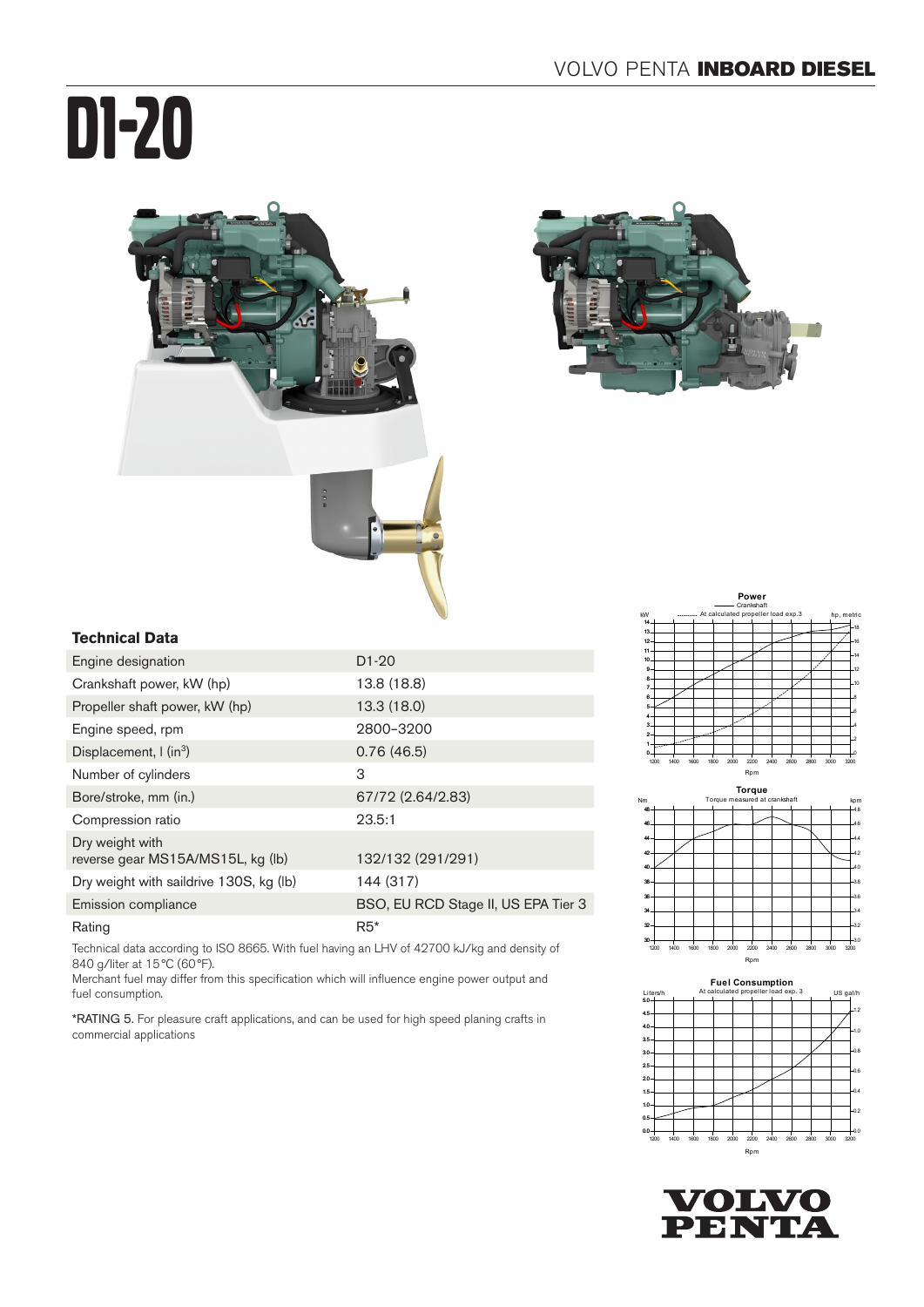# D1-20

## Technical Data

| Engine designation | D1-20 |
|---|---|
| Crankshaft power, kW (hp) | 13.8 (18.8) |
| Propeller shaft power, kW (hp) | 13.3 (18.0) |
| Engine speed, rpm | 2800–3200 |
| Displacement, l (in$^3$) | 0.76 (46.5) |
| Number of cylinders | 3 |
| Bore/stroke, mm (in.) | 67/72 (2.64/2.83) |
| Compression ratio | 23.5:1 |
| Dry weight with reverse gear MS15A/MS15L, kg (lb) | 132/132 (291/291) |
| Dry weight with saildrive 130S, kg (lb) | 144 (317) |
| Emission compliance | BSO, EU RCD Stage II, US EPA Tier 3 |
| Rating | R5* |

Technical data according to ISO 8665. With fuel having an LHV of 42700 kJ/kg and density of 840 g/liter at 15°C (60°F).
Merchant fuel may differ from this specification which will influence engine power output and fuel consumption.

*RATING 5. For pleasure craft applications, and can be used for high speed planing crafts in commercial applications

**Power**
Crankshaft
At calculated propeller load exp.3

**Torque**
Torque measured at crankshaft

**Fuel Consumption**
At calculated propeller load exp. 3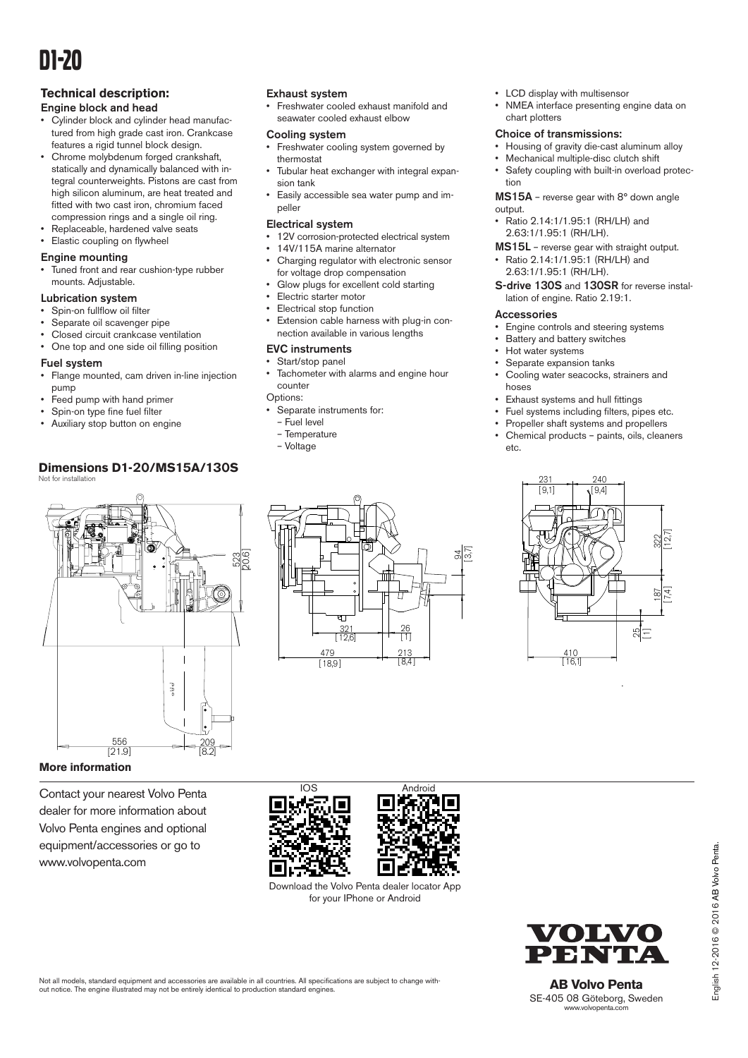# D1-20

## Technical description:

### Engine block and head

- Cylinder block and cylinder head manufactured from high grade cast iron. Crankcase features a rigid tunnel block design.
- Chrome molybdenum forged crankshaft, statically and dynamically balanced with integral counterweights. Pistons are cast from high silicon aluminum, are heat treated and fitted with two cast iron, chromium faced compression rings and a single oil ring.
- Replaceable, hardened valve seats
- Elastic coupling on flywheel

### Engine mounting

- Tuned front and rear cushion-type rubber mounts. Adjustable.

### Lubrication system

- Spin-on fullflow oil filter
- Separate oil scavenger pipe
- Closed circuit crankcase ventilation
- One top and one side oil filling position

### Fuel system

- Flange mounted, cam driven in-line injection pump
- Feed pump with hand primer
- Spin-on type fine fuel filter
- Auxiliary stop button on engine

### Exhaust system

- Freshwater cooled exhaust manifold and seawater cooled exhaust elbow

### Cooling system

- Freshwater cooling system governed by thermostat
- Tubular heat exchanger with integral expansion tank
- Easily accessible sea water pump and impeller

### Electrical system

- 12V corrosion-protected electrical system
- 14V/115A marine alternator
- Charging regulator with electronic sensor for voltage drop compensation
- Glow plugs for excellent cold starting
- Electric starter motor
- Electrical stop function
- Extension cable harness with plug-in connection available in various lengths

### EVC instruments

- Start/stop panel
- Tachometer with alarms and engine hour counter

Options:

- Separate instruments for:
  - Fuel level
  - Temperature
  - Voltage
- LCD display with multisensor
- NMEA interface presenting engine data on chart plotters

### Choice of transmissions:

- Housing of gravity die-cast aluminum alloy
- Mechanical multiple-disc clutch shift
- Safety coupling with built-in overload protection

**MS15A** – reverse gear with 8° down angle output.

- Ratio 2.14:1/1.95:1 (RH/LH) and 2.63:1/1.95:1 (RH/LH).

**MS15L** – reverse gear with straight output.

- Ratio 2.14:1/1.95:1 (RH/LH) and 2.63:1/1.95:1 (RH/LH).

**S-drive 130S** and **130SR** for reverse installation of engine. Ratio 2.19:1.

### Accessories

- Engine controls and steering systems
- Battery and battery switches
- Hot water systems
- Separate expansion tanks
- Cooling water seacocks, strainers and hoses
- Exhaust systems and hull fittings
- Fuel systems including filters, pipes etc.
- Propeller shaft systems and propellers
- Chemical products – paints, oils, cleaners etc.

## Dimensions D1-20/MS15A/130S

Not for installation

523 [20.6]
556 [21.9]
209 [8.2]

94 [3,7]
321 [12,6]
26 [1]
479 [18,9]
213 [8,4]

231 [9,1]
240 [9,4]
322 [12,7]
187 [7,4]
25 [1]
410 [16,1]

## More information

Contact your nearest Volvo Penta dealer for more information about Volvo Penta engines and optional equipment/accessories or go to www.volvopenta.com

IOS
Android

Download the Volvo Penta dealer locator App for your IPhone or Android

Not all models, standard equipment and accessories are available in all countries. All specifications are subject to change without notice. The engine illustrated may not be entirely identical to production standard engines.

VOLVO PENTA

**AB Volvo Penta**
SE-405 08 Göteborg, Sweden
www.volvopenta.com

English 12-2016 © 2016 AB Volvo Penta.